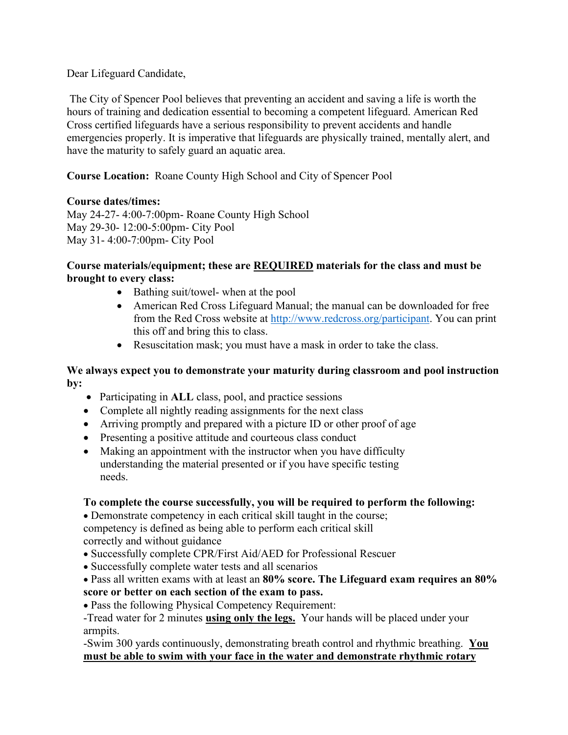Dear Lifeguard Candidate,

The City of Spencer Pool believes that preventing an accident and saving a life is worth the hours of training and dedication essential to becoming a competent lifeguard. American Red Cross certified lifeguards have a serious responsibility to prevent accidents and handle emergencies properly. It is imperative that lifeguards are physically trained, mentally alert, and have the maturity to safely guard an aquatic area.

**Course Location:** Roane County High School and City of Spencer Pool

**Course dates/times:**
May 24-27- 4:00-7:00pm- Roane County High School
May 29-30- 12:00-5:00pm- City Pool
May 31- 4:00-7:00pm- City Pool

**Course materials/equipment; these are <u>REQUIRED</u> materials for the class and must be brought to every class:**

- Bathing suit/towel- when at the pool
- American Red Cross Lifeguard Manual; the manual can be downloaded for free from the Red Cross website at [http://www.redcross.org/participant](http://www.redcross.org/participant). You can print this off and bring this to class.
- Resuscitation mask; you must have a mask in order to take the class.

**We always expect you to demonstrate your maturity during classroom and pool instruction by:**

- Participating in **ALL** class, pool, and practice sessions
- Complete all nightly reading assignments for the next class
- Arriving promptly and prepared with a picture ID or other proof of age
- Presenting a positive attitude and courteous class conduct
- Making an appointment with the instructor when you have difficulty understanding the material presented or if you have specific testing needs.

**To complete the course successfully, you will be required to perform the following:**

- Demonstrate competency in each critical skill taught in the course; competency is defined as being able to perform each critical skill correctly and without guidance
- Successfully complete CPR/First Aid/AED for Professional Rescuer
- Successfully complete water tests and all scenarios
- Pass all written exams with at least an **80% score. The Lifeguard exam requires an 80% score or better on each section of the exam to pass.**
- Pass the following Physical Competency Requirement:

-Tread water for 2 minutes **<u>using only the legs.</u>** Your hands will be placed under your armpits.

-Swim 300 yards continuously, demonstrating breath control and rhythmic breathing. **<u>You must be able to swim with your face in the water and demonstrate rhythmic rotary</u>**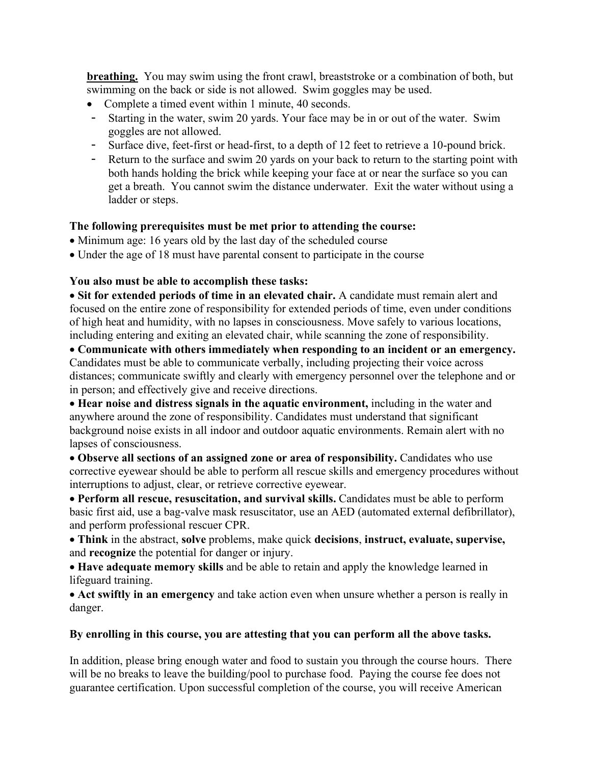**breathing.** You may swim using the front crawl, breaststroke or a combination of both, but swimming on the back or side is not allowed. Swim goggles may be used.

- Complete a timed event within 1 minute, 40 seconds.
  - Starting in the water, swim 20 yards. Your face may be in or out of the water. Swim goggles are not allowed.
  - Surface dive, feet-first or head-first, to a depth of 12 feet to retrieve a 10-pound brick.
  - Return to the surface and swim 20 yards on your back to return to the starting point with both hands holding the brick while keeping your face at or near the surface so you can get a breath. You cannot swim the distance underwater. Exit the water without using a ladder or steps.

**The following prerequisites must be met prior to attending the course:**

- Minimum age: 16 years old by the last day of the scheduled course
- Under the age of 18 must have parental consent to participate in the course

**You also must be able to accomplish these tasks:**

- **Sit for extended periods of time in an elevated chair.** A candidate must remain alert and focused on the entire zone of responsibility for extended periods of time, even under conditions of high heat and humidity, with no lapses in consciousness. Move safely to various locations, including entering and exiting an elevated chair, while scanning the zone of responsibility.
- **Communicate with others immediately when responding to an incident or an emergency.** Candidates must be able to communicate verbally, including projecting their voice across distances; communicate swiftly and clearly with emergency personnel over the telephone and or in person; and effectively give and receive directions.
- **Hear noise and distress signals in the aquatic environment,** including in the water and anywhere around the zone of responsibility. Candidates must understand that significant background noise exists in all indoor and outdoor aquatic environments. Remain alert with no lapses of consciousness.
- **Observe all sections of an assigned zone or area of responsibility.** Candidates who use corrective eyewear should be able to perform all rescue skills and emergency procedures without interruptions to adjust, clear, or retrieve corrective eyewear.
- **Perform all rescue, resuscitation, and survival skills.** Candidates must be able to perform basic first aid, use a bag-valve mask resuscitator, use an AED (automated external defibrillator), and perform professional rescuer CPR.
- **Think** in the abstract, **solve** problems, make quick **decisions**, **instruct, evaluate, supervise,** and **recognize** the potential for danger or injury.
- **Have adequate memory skills** and be able to retain and apply the knowledge learned in lifeguard training.
- **Act swiftly in an emergency** and take action even when unsure whether a person is really in danger.

**By enrolling in this course, you are attesting that you can perform all the above tasks.**

In addition, please bring enough water and food to sustain you through the course hours. There will be no breaks to leave the building/pool to purchase food. Paying the course fee does not guarantee certification. Upon successful completion of the course, you will receive American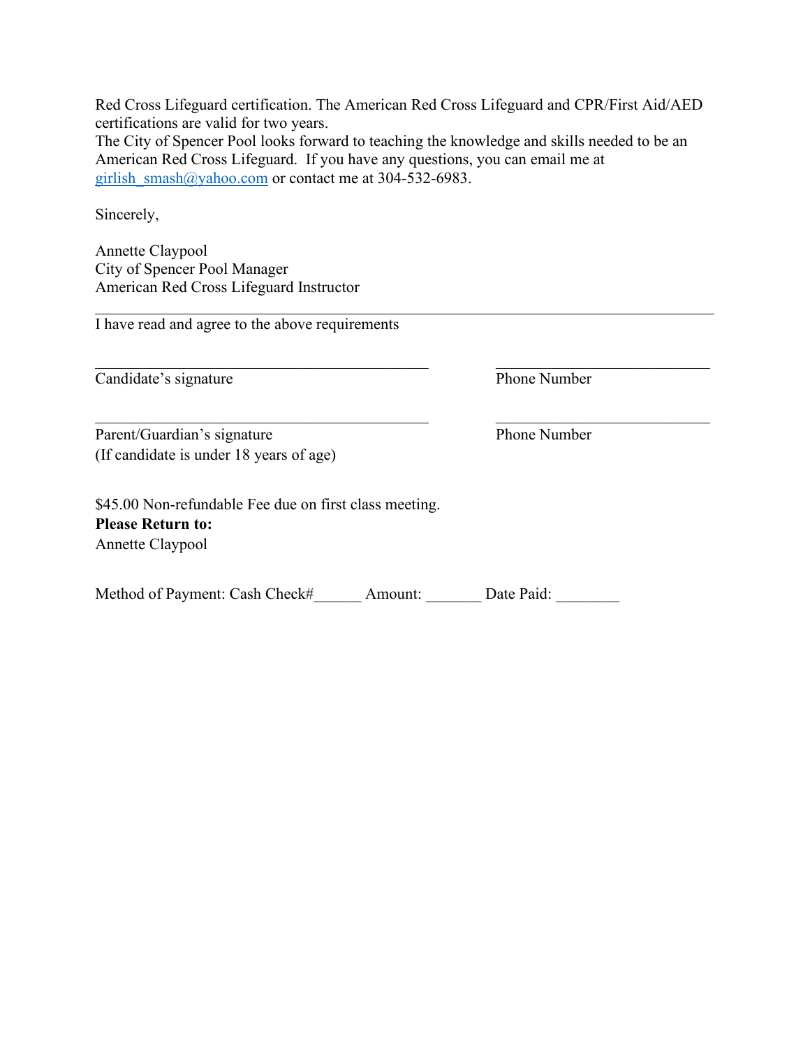Red Cross Lifeguard certification. The American Red Cross Lifeguard and CPR/First Aid/AED certifications are valid for two years.
The City of Spencer Pool looks forward to teaching the knowledge and skills needed to be an American Red Cross Lifeguard. If you have any questions, you can email me at girlish_smash@yahoo.com or contact me at 304-532-6983.

Sincerely,

Annette Claypool
City of Spencer Pool Manager
American Red Cross Lifeguard Instructor

---

I have read and agree to the above requirements

_____________________________________________ ____________________________
Candidate's signature Phone Number

_____________________________________________ ____________________________
Parent/Guardian's signature Phone Number
(If candidate is under 18 years of age)

$45.00 Non-refundable Fee due on first class meeting.
**Please Return to:**
Annette Claypool

Method of Payment: Cash Check#______ Amount: _______ Date Paid: ________